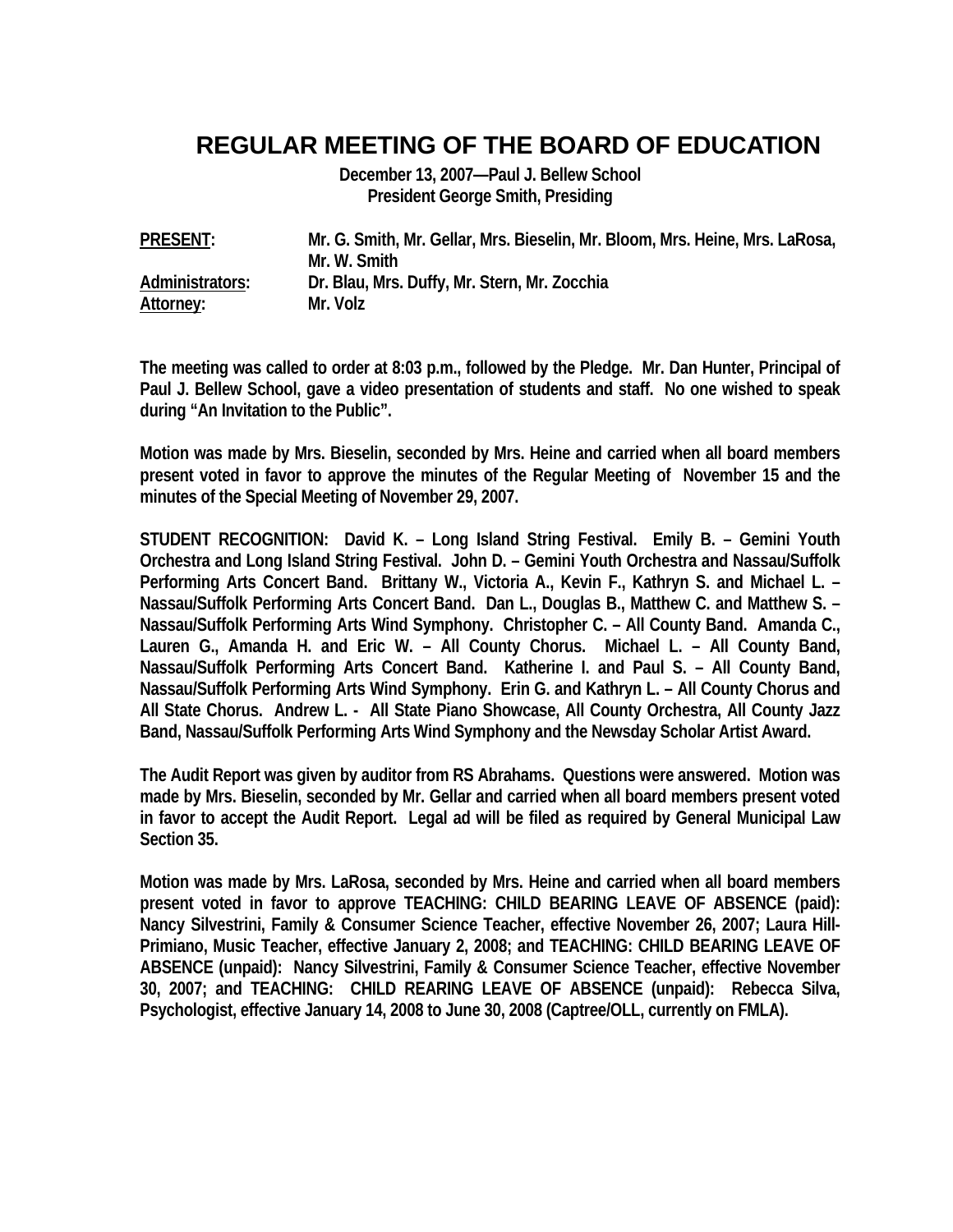# REGULAR MEETING OF THE BOARD OF EDUCATION

**December 13, 2007—Paul J. Bellew School**
**President George Smith, Presiding**

| | |
|---|---|
| **PRESENT:** | **Mr. G. Smith, Mr. Gellar, Mrs. Bieselin, Mr. Bloom, Mrs. Heine, Mrs. LaRosa, Mr. W. Smith** |
| **Administrators:** | **Dr. Blau, Mrs. Duffy, Mr. Stern, Mr. Zocchia** |
| **Attorney:** | **Mr. Volz** |

**The meeting was called to order at 8:03 p.m., followed by the Pledge. Mr. Dan Hunter, Principal of Paul J. Bellew School, gave a video presentation of students and staff. No one wished to speak during "An Invitation to the Public".**

**Motion was made by Mrs. Bieselin, seconded by Mrs. Heine and carried when all board members present voted in favor to approve the minutes of the Regular Meeting of November 15 and the minutes of the Special Meeting of November 29, 2007.**

**STUDENT RECOGNITION: David K. – Long Island String Festival. Emily B. – Gemini Youth Orchestra and Long Island String Festival. John D. – Gemini Youth Orchestra and Nassau/Suffolk Performing Arts Concert Band. Brittany W., Victoria A., Kevin F., Kathryn S. and Michael L. – Nassau/Suffolk Performing Arts Concert Band. Dan L., Douglas B., Matthew C. and Matthew S. – Nassau/Suffolk Performing Arts Wind Symphony. Christopher C. – All County Band. Amanda C., Lauren G., Amanda H. and Eric W. – All County Chorus. Michael L. – All County Band, Nassau/Suffolk Performing Arts Concert Band. Katherine I. and Paul S. – All County Band, Nassau/Suffolk Performing Arts Wind Symphony. Erin G. and Kathryn L. – All County Chorus and All State Chorus. Andrew L. - All State Piano Showcase, All County Orchestra, All County Jazz Band, Nassau/Suffolk Performing Arts Wind Symphony and the Newsday Scholar Artist Award.**

**The Audit Report was given by auditor from RS Abrahams. Questions were answered. Motion was made by Mrs. Bieselin, seconded by Mr. Gellar and carried when all board members present voted in favor to accept the Audit Report. Legal ad will be filed as required by General Municipal Law Section 35.**

**Motion was made by Mrs. LaRosa, seconded by Mrs. Heine and carried when all board members present voted in favor to approve TEACHING: CHILD BEARING LEAVE OF ABSENCE (paid): Nancy Silvestrini, Family & Consumer Science Teacher, effective November 26, 2007; Laura Hill-Primiano, Music Teacher, effective January 2, 2008; and TEACHING: CHILD BEARING LEAVE OF ABSENCE (unpaid): Nancy Silvestrini, Family & Consumer Science Teacher, effective November 30, 2007; and TEACHING: CHILD REARING LEAVE OF ABSENCE (unpaid): Rebecca Silva, Psychologist, effective January 14, 2008 to June 30, 2008 (Captree/OLL, currently on FMLA).**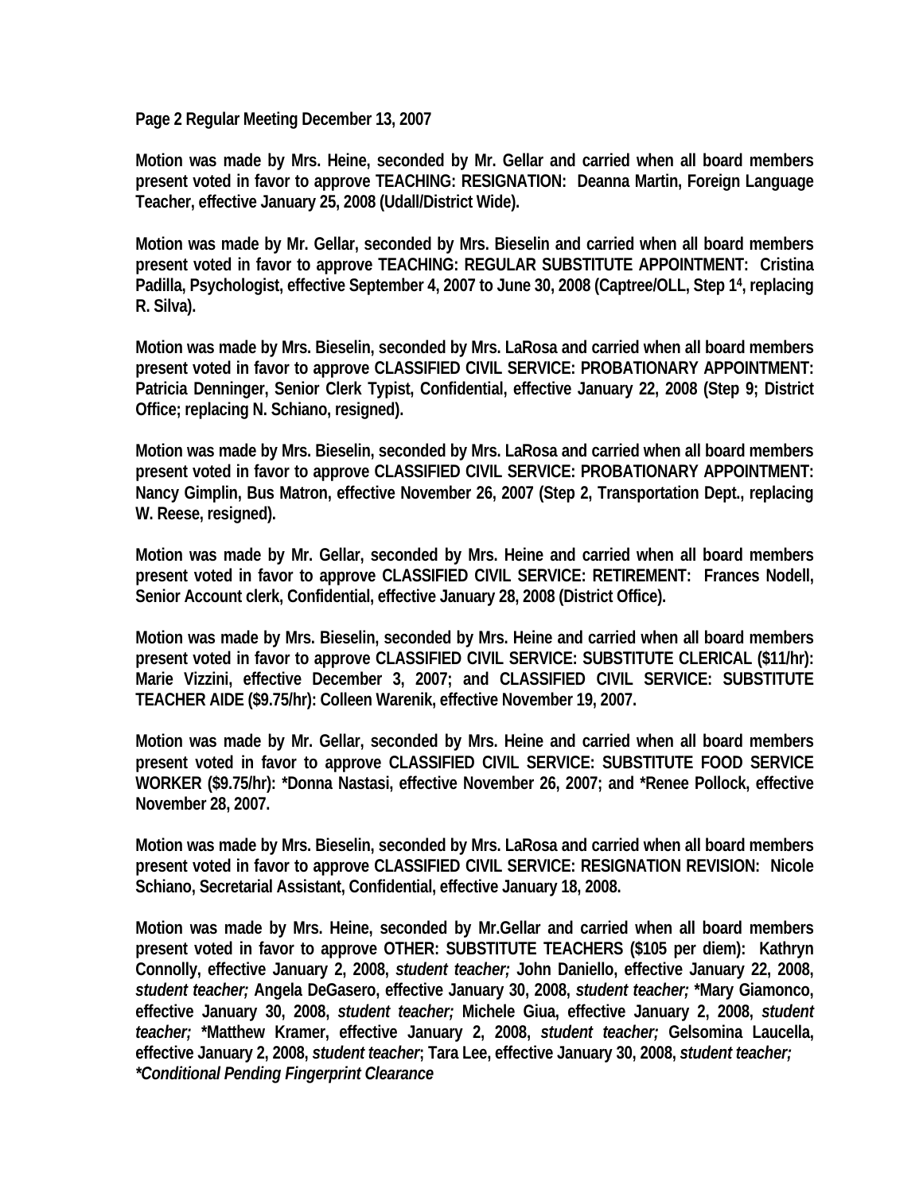**Page 2 Regular Meeting December 13, 2007**

**Motion was made by Mrs. Heine, seconded by Mr. Gellar and carried when all board members present voted in favor to approve TEACHING: RESIGNATION: Deanna Martin, Foreign Language Teacher, effective January 25, 2008 (Udall/District Wide).**

**Motion was made by Mr. Gellar, seconded by Mrs. Bieselin and carried when all board members present voted in favor to approve TEACHING: REGULAR SUBSTITUTE APPOINTMENT: Cristina Padilla, Psychologist, effective September 4, 2007 to June 30, 2008 (Captree/OLL, Step 1$^4$, replacing R. Silva).**

**Motion was made by Mrs. Bieselin, seconded by Mrs. LaRosa and carried when all board members present voted in favor to approve CLASSIFIED CIVIL SERVICE: PROBATIONARY APPOINTMENT: Patricia Denninger, Senior Clerk Typist, Confidential, effective January 22, 2008 (Step 9; District Office; replacing N. Schiano, resigned).**

**Motion was made by Mrs. Bieselin, seconded by Mrs. LaRosa and carried when all board members present voted in favor to approve CLASSIFIED CIVIL SERVICE: PROBATIONARY APPOINTMENT: Nancy Gimplin, Bus Matron, effective November 26, 2007 (Step 2, Transportation Dept., replacing W. Reese, resigned).**

**Motion was made by Mr. Gellar, seconded by Mrs. Heine and carried when all board members present voted in favor to approve CLASSIFIED CIVIL SERVICE: RETIREMENT: Frances Nodell, Senior Account clerk, Confidential, effective January 28, 2008 (District Office).**

**Motion was made by Mrs. Bieselin, seconded by Mrs. Heine and carried when all board members present voted in favor to approve CLASSIFIED CIVIL SERVICE: SUBSTITUTE CLERICAL ($11/hr): Marie Vizzini, effective December 3, 2007; and CLASSIFIED CIVIL SERVICE: SUBSTITUTE TEACHER AIDE ($9.75/hr): Colleen Warenik, effective November 19, 2007.**

**Motion was made by Mr. Gellar, seconded by Mrs. Heine and carried when all board members present voted in favor to approve CLASSIFIED CIVIL SERVICE: SUBSTITUTE FOOD SERVICE WORKER ($9.75/hr): *Donna Nastasi, effective November 26, 2007; and *Renee Pollock, effective November 28, 2007.**

**Motion was made by Mrs. Bieselin, seconded by Mrs. LaRosa and carried when all board members present voted in favor to approve CLASSIFIED CIVIL SERVICE: RESIGNATION REVISION: Nicole Schiano, Secretarial Assistant, Confidential, effective January 18, 2008.**

**Motion was made by Mrs. Heine, seconded by Mr.Gellar and carried when all board members present voted in favor to approve OTHER: SUBSTITUTE TEACHERS ($105 per diem): Kathryn Connolly, effective January 2, 2008, *student teacher;* John Daniello, effective January 22, 2008, *student teacher;* Angela DeGasero, effective January 30, 2008, *student teacher;* *Mary Giamonco, effective January 30, 2008, *student teacher;* Michele Giua, effective January 2, 2008, *student teacher;* *Matthew Kramer, effective January 2, 2008, *student teacher;* Gelsomina Laucella, effective January 2, 2008, *student teacher*; Tara Lee, effective January 30, 2008, *student teacher;***
***\*Conditional Pending Fingerprint Clearance***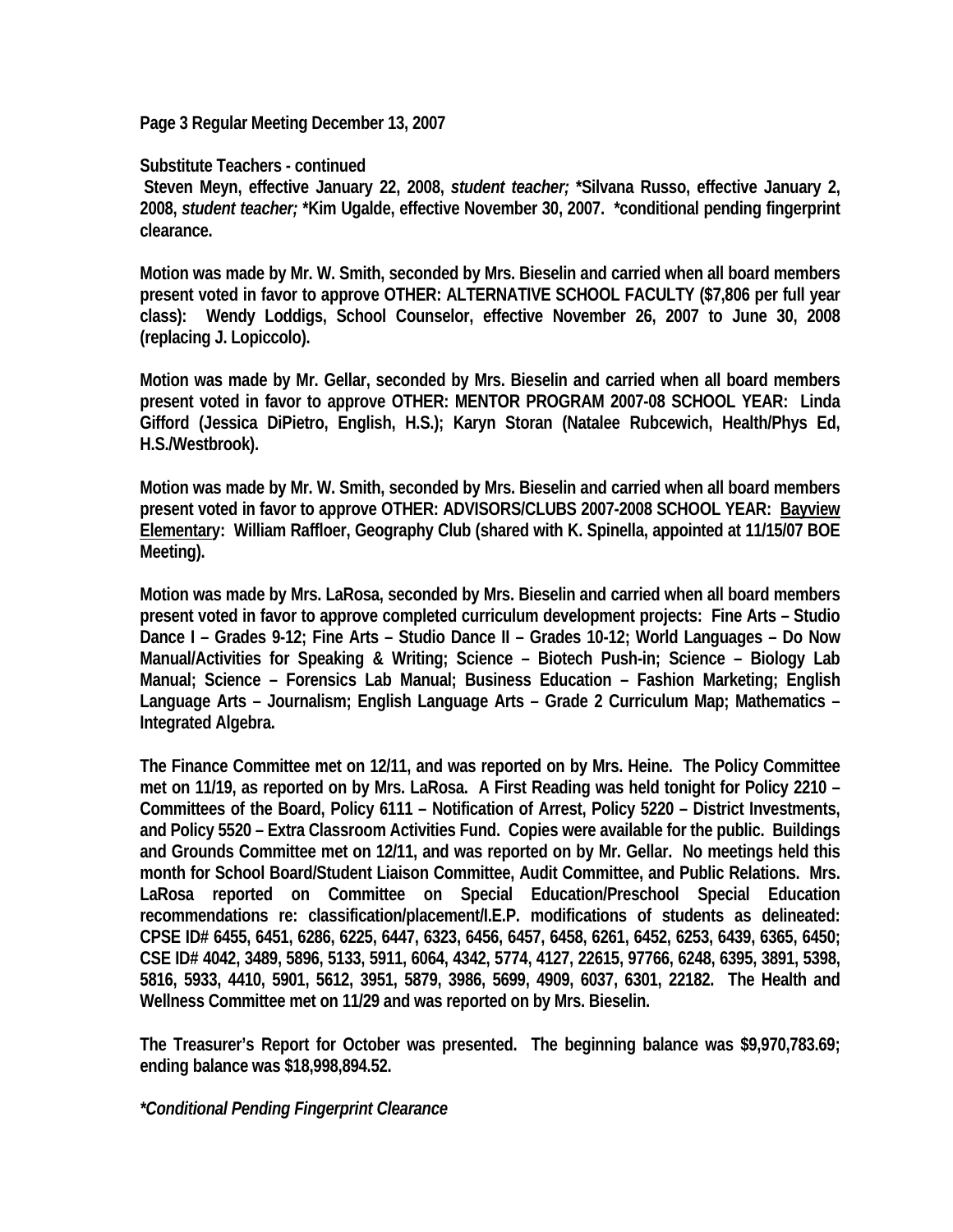**Substitute Teachers - continued**

**Steven Meyn, effective January 22, 2008, *student teacher;* *Silvana Russo, effective January 2, 2008, *student teacher;* *Kim Ugalde, effective November 30, 2007. *conditional pending fingerprint clearance.**

**Motion was made by Mr. W. Smith, seconded by Mrs. Bieselin and carried when all board members present voted in favor to approve OTHER: ALTERNATIVE SCHOOL FACULTY ($7,806 per full year class): Wendy Loddigs, School Counselor, effective November 26, 2007 to June 30, 2008 (replacing J. Lopiccolo).**

**Motion was made by Mr. Gellar, seconded by Mrs. Bieselin and carried when all board members present voted in favor to approve OTHER: MENTOR PROGRAM 2007-08 SCHOOL YEAR: Linda Gifford (Jessica DiPietro, English, H.S.); Karyn Storan (Natalee Rubcewich, Health/Phys Ed, H.S./Westbrook).**

**Motion was made by Mr. W. Smith, seconded by Mrs. Bieselin and carried when all board members present voted in favor to approve OTHER: ADVISORS/CLUBS 2007-2008 SCHOOL YEAR: <u>Bayview Elementary</u>: William Raffloer, Geography Club (shared with K. Spinella, appointed at 11/15/07 BOE Meeting).**

**Motion was made by Mrs. LaRosa, seconded by Mrs. Bieselin and carried when all board members present voted in favor to approve completed curriculum development projects: Fine Arts – Studio Dance I – Grades 9-12; Fine Arts – Studio Dance II – Grades 10-12; World Languages – Do Now Manual/Activities for Speaking & Writing; Science – Biotech Push-in; Science – Biology Lab Manual; Science – Forensics Lab Manual; Business Education – Fashion Marketing; English Language Arts – Journalism; English Language Arts – Grade 2 Curriculum Map; Mathematics – Integrated Algebra.**

**The Finance Committee met on 12/11, and was reported on by Mrs. Heine. The Policy Committee met on 11/19, as reported on by Mrs. LaRosa. A First Reading was held tonight for Policy 2210 – Committees of the Board, Policy 6111 – Notification of Arrest, Policy 5220 – District Investments, and Policy 5520 – Extra Classroom Activities Fund. Copies were available for the public. Buildings and Grounds Committee met on 12/11, and was reported on by Mr. Gellar. No meetings held this month for School Board/Student Liaison Committee, Audit Committee, and Public Relations. Mrs. LaRosa reported on Committee on Special Education/Preschool Special Education recommendations re: classification/placement/I.E.P. modifications of students as delineated: CPSE ID# 6455, 6451, 6286, 6225, 6447, 6323, 6456, 6457, 6458, 6261, 6452, 6253, 6439, 6365, 6450; CSE ID# 4042, 3489, 5896, 5133, 5911, 6064, 4342, 5774, 4127, 22615, 97766, 6248, 6395, 3891, 5398, 5816, 5933, 4410, 5901, 5612, 3951, 5879, 3986, 5699, 4909, 6037, 6301, 22182. The Health and Wellness Committee met on 11/29 and was reported on by Mrs. Bieselin.**

**The Treasurer's Report for October was presented. The beginning balance was $9,970,783.69; ending balance was $18,998,894.52.**

***\*Conditional Pending Fingerprint Clearance***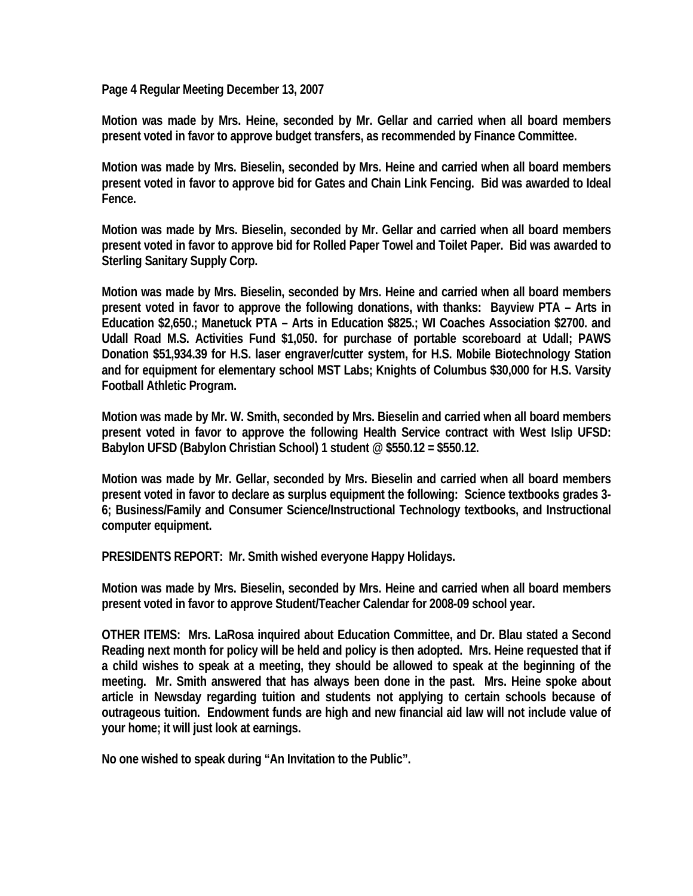**Motion was made by Mrs. Heine, seconded by Mr. Gellar and carried when all board members present voted in favor to approve budget transfers, as recommended by Finance Committee.**

**Motion was made by Mrs. Bieselin, seconded by Mrs. Heine and carried when all board members present voted in favor to approve bid for Gates and Chain Link Fencing. Bid was awarded to Ideal Fence.**

**Motion was made by Mrs. Bieselin, seconded by Mr. Gellar and carried when all board members present voted in favor to approve bid for Rolled Paper Towel and Toilet Paper. Bid was awarded to Sterling Sanitary Supply Corp.**

**Motion was made by Mrs. Bieselin, seconded by Mrs. Heine and carried when all board members present voted in favor to approve the following donations, with thanks: Bayview PTA – Arts in Education $2,650.; Manetuck PTA – Arts in Education $825.; WI Coaches Association $2700. and Udall Road M.S. Activities Fund $1,050. for purchase of portable scoreboard at Udall; PAWS Donation $51,934.39 for H.S. laser engraver/cutter system, for H.S. Mobile Biotechnology Station and for equipment for elementary school MST Labs; Knights of Columbus $30,000 for H.S. Varsity Football Athletic Program.**

**Motion was made by Mr. W. Smith, seconded by Mrs. Bieselin and carried when all board members present voted in favor to approve the following Health Service contract with West Islip UFSD: Babylon UFSD (Babylon Christian School) 1 student @ $550.12 = $550.12.**

**Motion was made by Mr. Gellar, seconded by Mrs. Bieselin and carried when all board members present voted in favor to declare as surplus equipment the following: Science textbooks grades 3-6; Business/Family and Consumer Science/Instructional Technology textbooks, and Instructional computer equipment.**

**PRESIDENTS REPORT: Mr. Smith wished everyone Happy Holidays.**

**Motion was made by Mrs. Bieselin, seconded by Mrs. Heine and carried when all board members present voted in favor to approve Student/Teacher Calendar for 2008-09 school year.**

**OTHER ITEMS: Mrs. LaRosa inquired about Education Committee, and Dr. Blau stated a Second Reading next month for policy will be held and policy is then adopted. Mrs. Heine requested that if a child wishes to speak at a meeting, they should be allowed to speak at the beginning of the meeting. Mr. Smith answered that has always been done in the past. Mrs. Heine spoke about article in Newsday regarding tuition and students not applying to certain schools because of outrageous tuition. Endowment funds are high and new financial aid law will not include value of your home; it will just look at earnings.**

**No one wished to speak during "An Invitation to the Public".**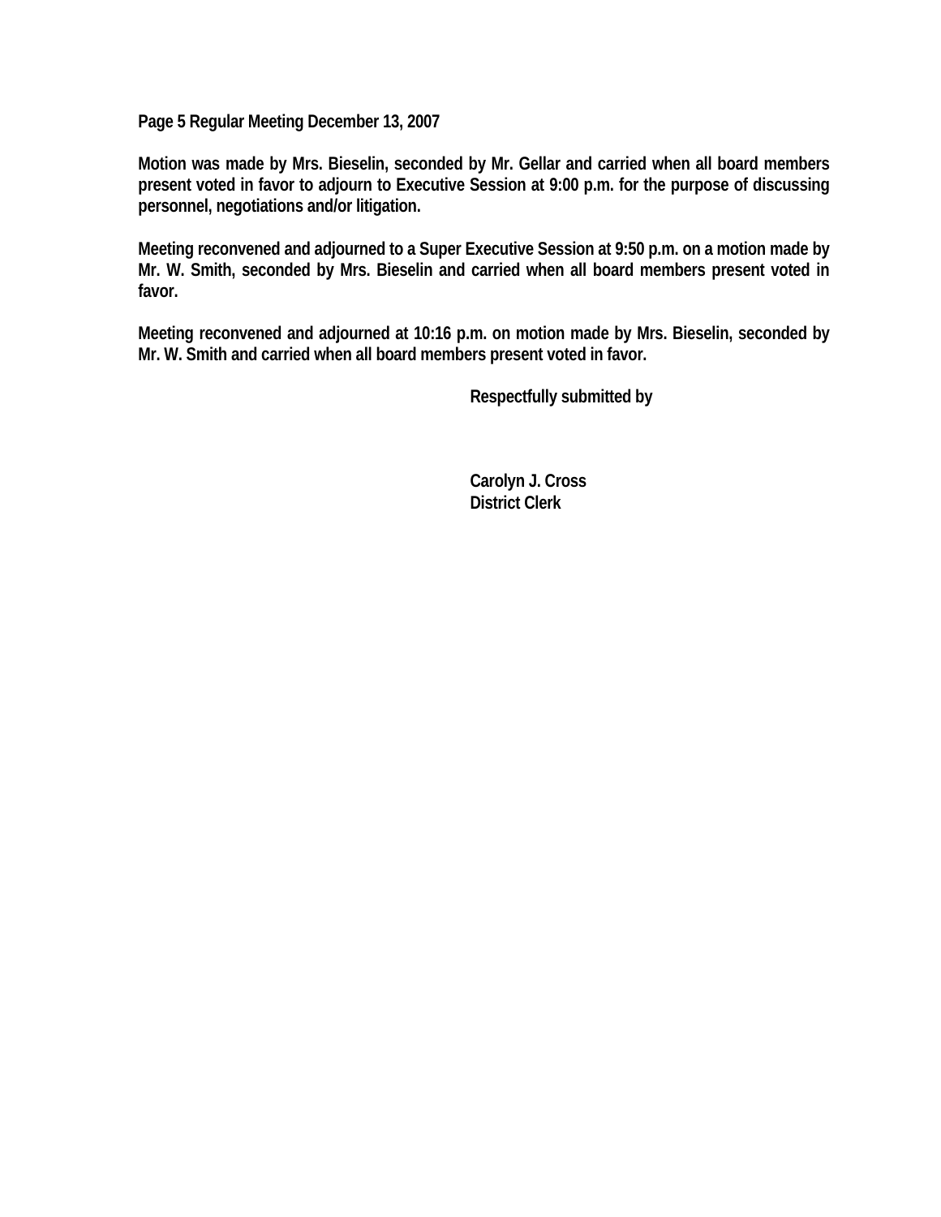**Page 5 Regular Meeting December 13, 2007**

**Motion was made by Mrs. Bieselin, seconded by Mr. Gellar and carried when all board members present voted in favor to adjourn to Executive Session at 9:00 p.m. for the purpose of discussing personnel, negotiations and/or litigation.**

**Meeting reconvened and adjourned to a Super Executive Session at 9:50 p.m. on a motion made by Mr. W. Smith, seconded by Mrs. Bieselin and carried when all board members present voted in favor.**

**Meeting reconvened and adjourned at 10:16 p.m. on motion made by Mrs. Bieselin, seconded by Mr. W. Smith and carried when all board members present voted in favor.**

**Respectfully submitted by**

**Carolyn J. Cross**
**District Clerk**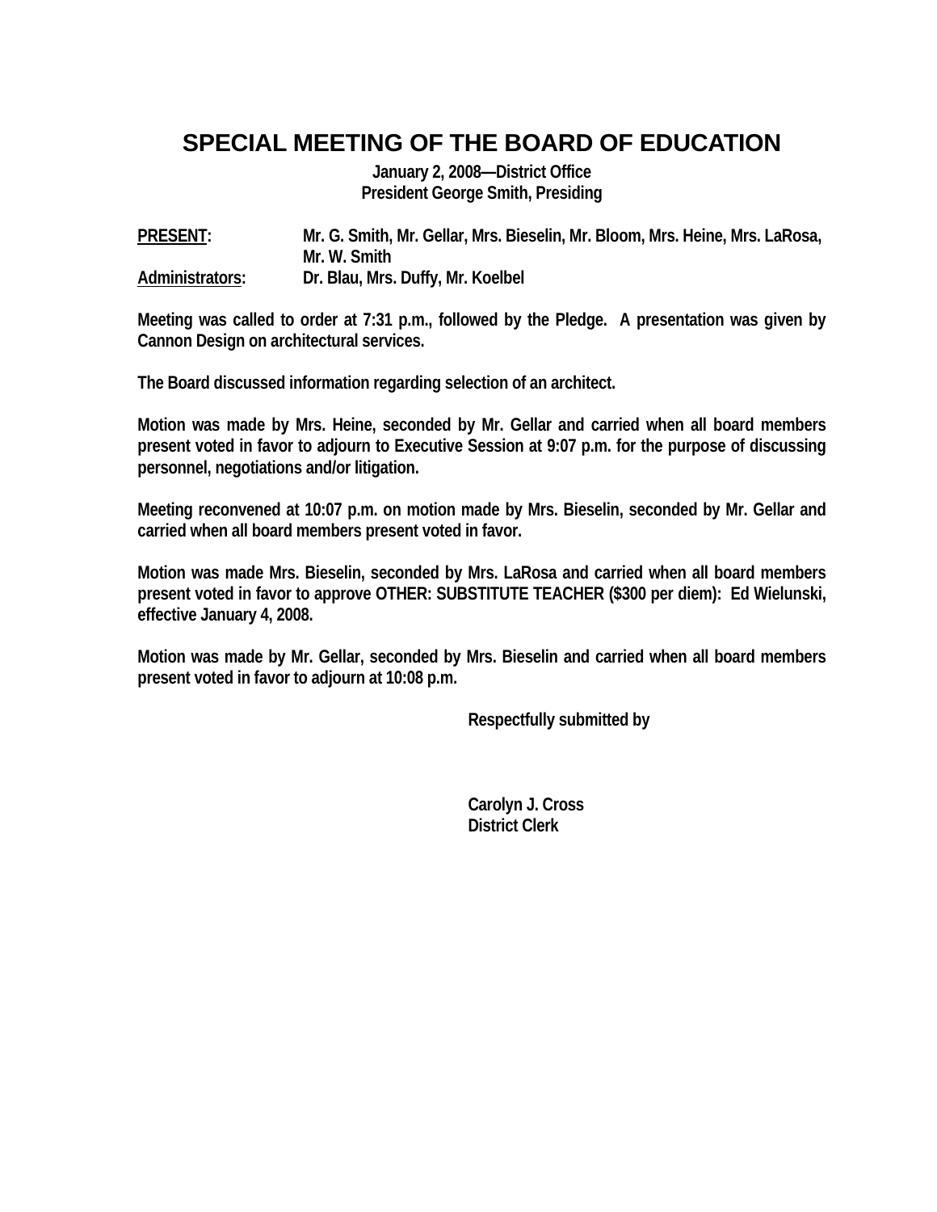# SPECIAL MEETING OF THE BOARD OF EDUCATION

**January 2, 2008—District Office**
**President George Smith, Presiding**

**PRESENT:** Mr. G. Smith, Mr. Gellar, Mrs. Bieselin, Mr. Bloom, Mrs. Heine, Mrs. LaRosa, Mr. W. Smith
**Administrators:** Dr. Blau, Mrs. Duffy, Mr. Koelbel

Meeting was called to order at 7:31 p.m., followed by the Pledge. A presentation was given by Cannon Design on architectural services.

The Board discussed information regarding selection of an architect.

Motion was made by Mrs. Heine, seconded by Mr. Gellar and carried when all board members present voted in favor to adjourn to Executive Session at 9:07 p.m. for the purpose of discussing personnel, negotiations and/or litigation.

Meeting reconvened at 10:07 p.m. on motion made by Mrs. Bieselin, seconded by Mr. Gellar and carried when all board members present voted in favor.

Motion was made Mrs. Bieselin, seconded by Mrs. LaRosa and carried when all board members present voted in favor to approve OTHER: SUBSTITUTE TEACHER ($300 per diem): Ed Wielunski, effective January 4, 2008.

Motion was made by Mr. Gellar, seconded by Mrs. Bieselin and carried when all board members present voted in favor to adjourn at 10:08 p.m.

Respectfully submitted by

Carolyn J. Cross
District Clerk